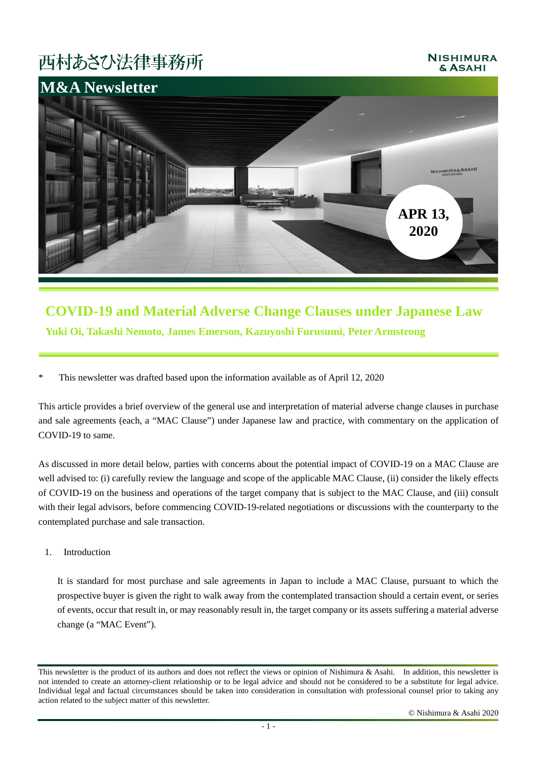西村あさひ法律事務所

NISHIMURA & ASAHI

# M&A Newsletter

APR 13, 2020

## COVID-19 and Material Adverse Change Clauses under Japanese Law

**Yuki Oi, Takashi Nemoto, James Emerson, Kazuyoshi Furusumi, Peter Armstrong**

\* This newsletter was drafted based upon the information available as of April 12, 2020

This article provides a brief overview of the general use and interpretation of material adverse change clauses in purchase and sale agreements (each, a "MAC Clause") under Japanese law and practice, with commentary on the application of COVID-19 to same.

As discussed in more detail below, parties with concerns about the potential impact of COVID-19 on a MAC Clause are well advised to: (i) carefully review the language and scope of the applicable MAC Clause, (ii) consider the likely effects of COVID-19 on the business and operations of the target company that is subject to the MAC Clause, and (iii) consult with their legal advisors, before commencing COVID-19-related negotiations or discussions with the counterparty to the contemplated purchase and sale transaction.

1. Introduction

   It is standard for most purchase and sale agreements in Japan to include a MAC Clause, pursuant to which the prospective buyer is given the right to walk away from the contemplated transaction should a certain event, or series of events, occur that result in, or may reasonably result in, the target company or its assets suffering a material adverse change (a "MAC Event").

This newsletter is the product of its authors and does not reflect the views or opinion of Nishimura & Asahi. In addition, this newsletter is not intended to create an attorney-client relationship or to be legal advice and should not be considered to be a substitute for legal advice. Individual legal and factual circumstances should be taken into consideration in consultation with professional counsel prior to taking any action related to the subject matter of this newsletter.

© Nishimura & Asahi 2020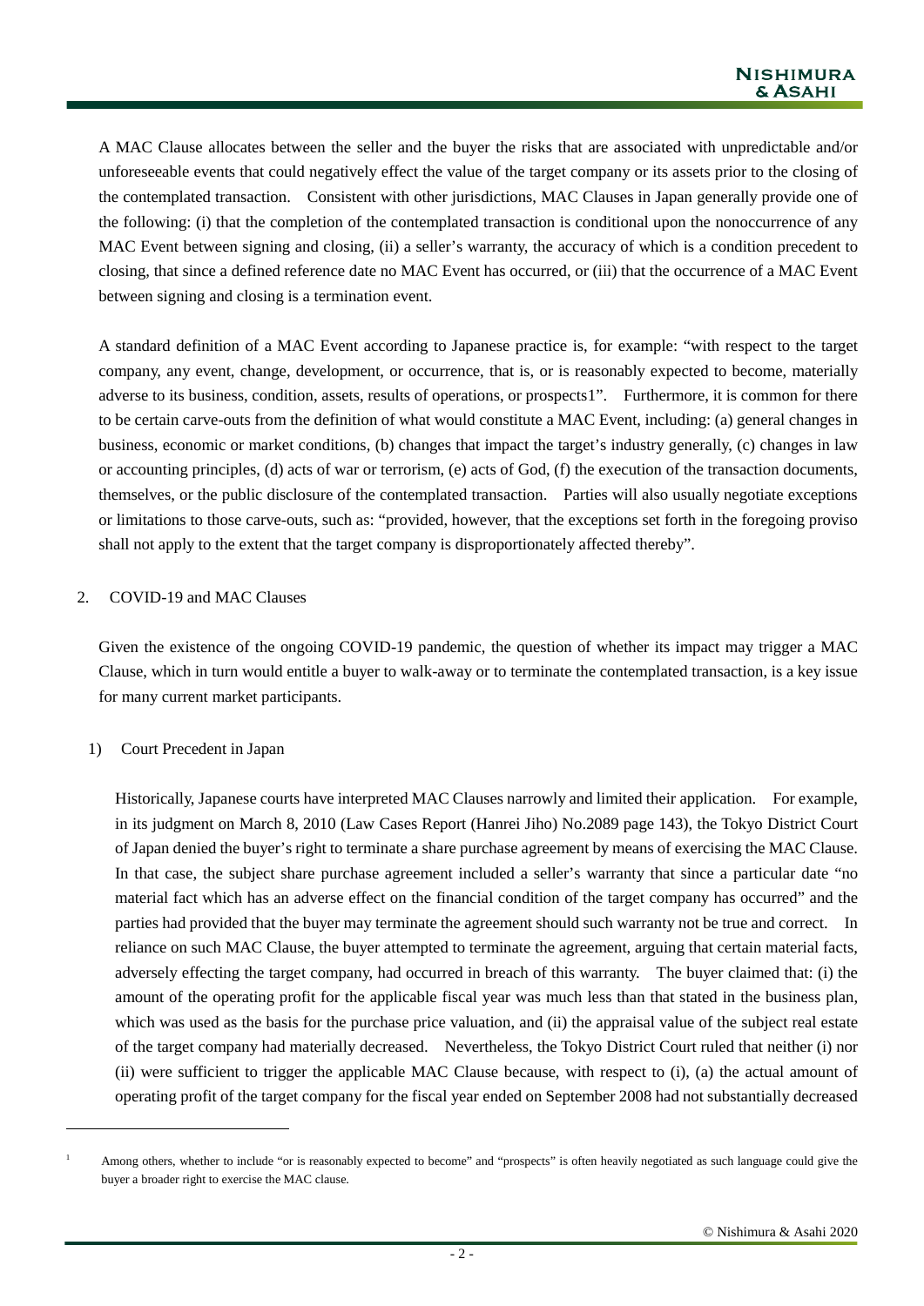A MAC Clause allocates between the seller and the buyer the risks that are associated with unpredictable and/or unforeseeable events that could negatively effect the value of the target company or its assets prior to the closing of the contemplated transaction. Consistent with other jurisdictions, MAC Clauses in Japan generally provide one of the following: (i) that the completion of the contemplated transaction is conditional upon the nonoccurrence of any MAC Event between signing and closing, (ii) a seller's warranty, the accuracy of which is a condition precedent to closing, that since a defined reference date no MAC Event has occurred, or (iii) that the occurrence of a MAC Event between signing and closing is a termination event.

A standard definition of a MAC Event according to Japanese practice is, for example: "with respect to the target company, any event, change, development, or occurrence, that is, or is reasonably expected to become, materially adverse to its business, condition, assets, results of operations, or prospects[1]". Furthermore, it is common for there to be certain carve-outs from the definition of what would constitute a MAC Event, including: (a) general changes in business, economic or market conditions, (b) changes that impact the target's industry generally, (c) changes in law or accounting principles, (d) acts of war or terrorism, (e) acts of God, (f) the execution of the transaction documents, themselves, or the public disclosure of the contemplated transaction. Parties will also usually negotiate exceptions or limitations to those carve-outs, such as: "provided, however, that the exceptions set forth in the foregoing proviso shall not apply to the extent that the target company is disproportionately affected thereby".

## 2. COVID-19 and MAC Clauses

Given the existence of the ongoing COVID-19 pandemic, the question of whether its impact may trigger a MAC Clause, which in turn would entitle a buyer to walk-away or to terminate the contemplated transaction, is a key issue for many current market participants.

### 1) Court Precedent in Japan

Historically, Japanese courts have interpreted MAC Clauses narrowly and limited their application. For example, in its judgment on March 8, 2010 (Law Cases Report (Hanrei Jiho) No.2089 page 143), the Tokyo District Court of Japan denied the buyer's right to terminate a share purchase agreement by means of exercising the MAC Clause. In that case, the subject share purchase agreement included a seller's warranty that since a particular date "no material fact which has an adverse effect on the financial condition of the target company has occurred" and the parties had provided that the buyer may terminate the agreement should such warranty not be true and correct. In reliance on such MAC Clause, the buyer attempted to terminate the agreement, arguing that certain material facts, adversely effecting the target company, had occurred in breach of this warranty. The buyer claimed that: (i) the amount of the operating profit for the applicable fiscal year was much less than that stated in the business plan, which was used as the basis for the purchase price valuation, and (ii) the appraisal value of the subject real estate of the target company had materially decreased. Nevertheless, the Tokyo District Court ruled that neither (i) nor (ii) were sufficient to trigger the applicable MAC Clause because, with respect to (i), (a) the actual amount of operating profit of the target company for the fiscal year ended on September 2008 had not substantially decreased

---

[1] Among others, whether to include "or is reasonably expected to become" and "prospects" is often heavily negotiated as such language could give the buyer a broader right to exercise the MAC clause.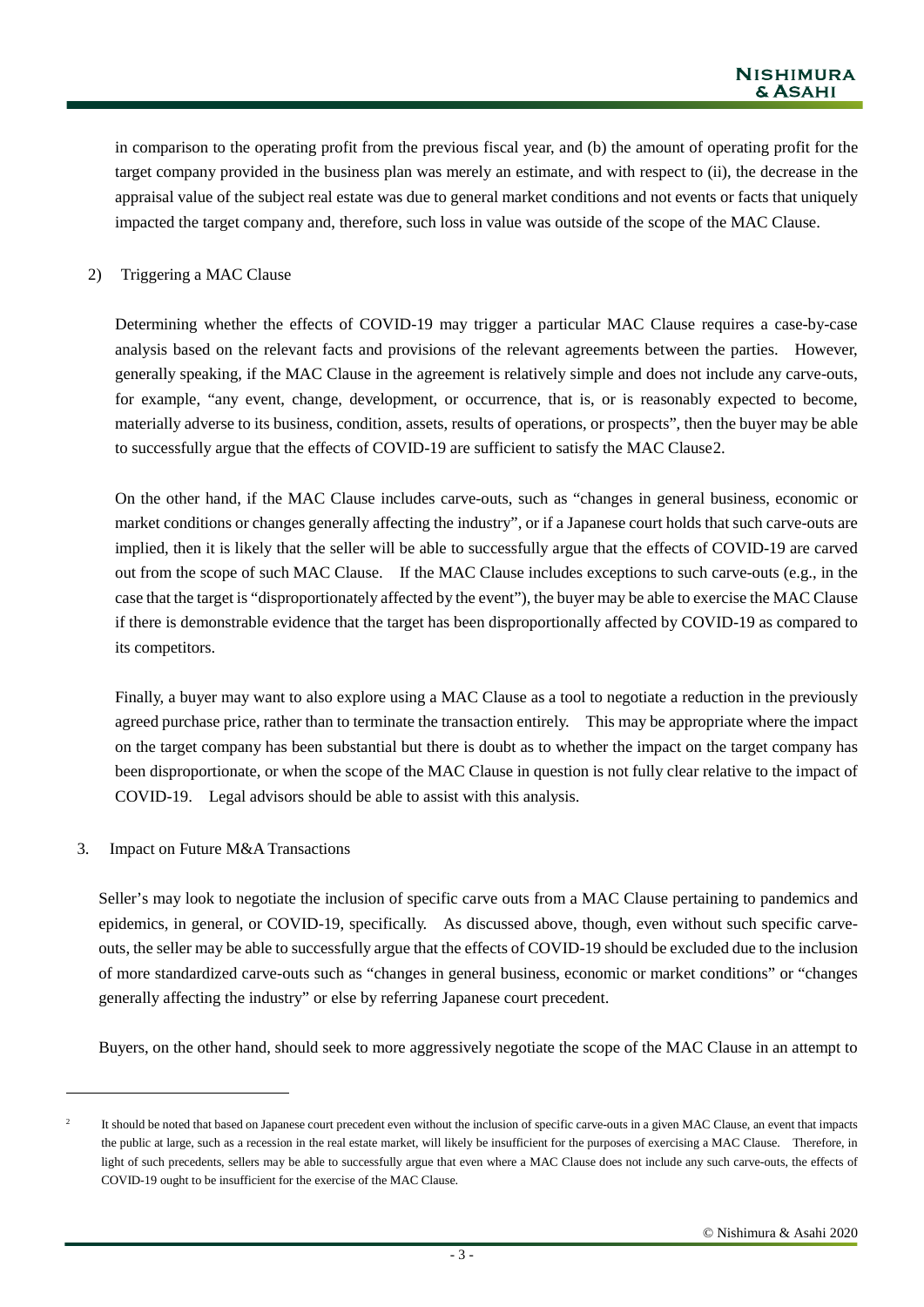in comparison to the operating profit from the previous fiscal year, and (b) the amount of operating profit for the target company provided in the business plan was merely an estimate, and with respect to (ii), the decrease in the appraisal value of the subject real estate was due to general market conditions and not events or facts that uniquely impacted the target company and, therefore, such loss in value was outside of the scope of the MAC Clause.

2) Triggering a MAC Clause

Determining whether the effects of COVID-19 may trigger a particular MAC Clause requires a case-by-case analysis based on the relevant facts and provisions of the relevant agreements between the parties. However, generally speaking, if the MAC Clause in the agreement is relatively simple and does not include any carve-outs, for example, "any event, change, development, or occurrence, that is, or is reasonably expected to become, materially adverse to its business, condition, assets, results of operations, or prospects", then the buyer may be able to successfully argue that the effects of COVID-19 are sufficient to satisfy the MAC Clause[2].

On the other hand, if the MAC Clause includes carve-outs, such as "changes in general business, economic or market conditions or changes generally affecting the industry", or if a Japanese court holds that such carve-outs are implied, then it is likely that the seller will be able to successfully argue that the effects of COVID-19 are carved out from the scope of such MAC Clause. If the MAC Clause includes exceptions to such carve-outs (e.g., in the case that the target is "disproportionately affected by the event"), the buyer may be able to exercise the MAC Clause if there is demonstrable evidence that the target has been disproportionally affected by COVID-19 as compared to its competitors.

Finally, a buyer may want to also explore using a MAC Clause as a tool to negotiate a reduction in the previously agreed purchase price, rather than to terminate the transaction entirely. This may be appropriate where the impact on the target company has been substantial but there is doubt as to whether the impact on the target company has been disproportionate, or when the scope of the MAC Clause in question is not fully clear relative to the impact of COVID-19. Legal advisors should be able to assist with this analysis.

3. Impact on Future M&A Transactions

Seller's may look to negotiate the inclusion of specific carve outs from a MAC Clause pertaining to pandemics and epidemics, in general, or COVID-19, specifically. As discussed above, though, even without such specific carve-outs, the seller may be able to successfully argue that the effects of COVID-19 should be excluded due to the inclusion of more standardized carve-outs such as "changes in general business, economic or market conditions" or "changes generally affecting the industry" or else by referring Japanese court precedent.

Buyers, on the other hand, should seek to more aggressively negotiate the scope of the MAC Clause in an attempt to

---

[2] It should be noted that based on Japanese court precedent even without the inclusion of specific carve-outs in a given MAC Clause, an event that impacts the public at large, such as a recession in the real estate market, will likely be insufficient for the purposes of exercising a MAC Clause. Therefore, in light of such precedents, sellers may be able to successfully argue that even where a MAC Clause does not include any such carve-outs, the effects of COVID-19 ought to be insufficient for the exercise of the MAC Clause.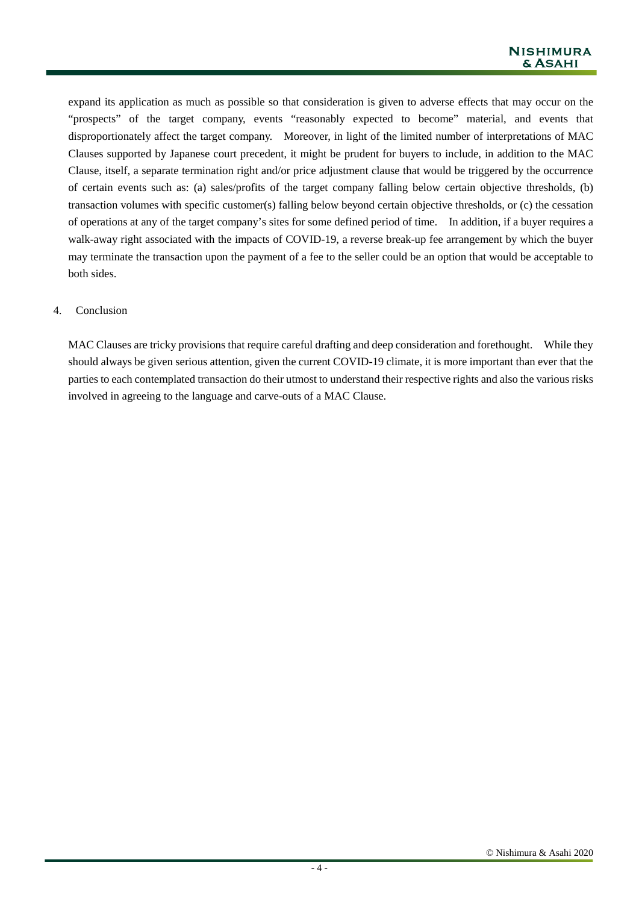expand its application as much as possible so that consideration is given to adverse effects that may occur on the "prospects" of the target company, events "reasonably expected to become" material, and events that disproportionately affect the target company. Moreover, in light of the limited number of interpretations of MAC Clauses supported by Japanese court precedent, it might be prudent for buyers to include, in addition to the MAC Clause, itself, a separate termination right and/or price adjustment clause that would be triggered by the occurrence of certain events such as: (a) sales/profits of the target company falling below certain objective thresholds, (b) transaction volumes with specific customer(s) falling below beyond certain objective thresholds, or (c) the cessation of operations at any of the target company's sites for some defined period of time. In addition, if a buyer requires a walk-away right associated with the impacts of COVID-19, a reverse break-up fee arrangement by which the buyer may terminate the transaction upon the payment of a fee to the seller could be an option that would be acceptable to both sides.

## 4. Conclusion

MAC Clauses are tricky provisions that require careful drafting and deep consideration and forethought. While they should always be given serious attention, given the current COVID-19 climate, it is more important than ever that the parties to each contemplated transaction do their utmost to understand their respective rights and also the various risks involved in agreeing to the language and carve-outs of a MAC Clause.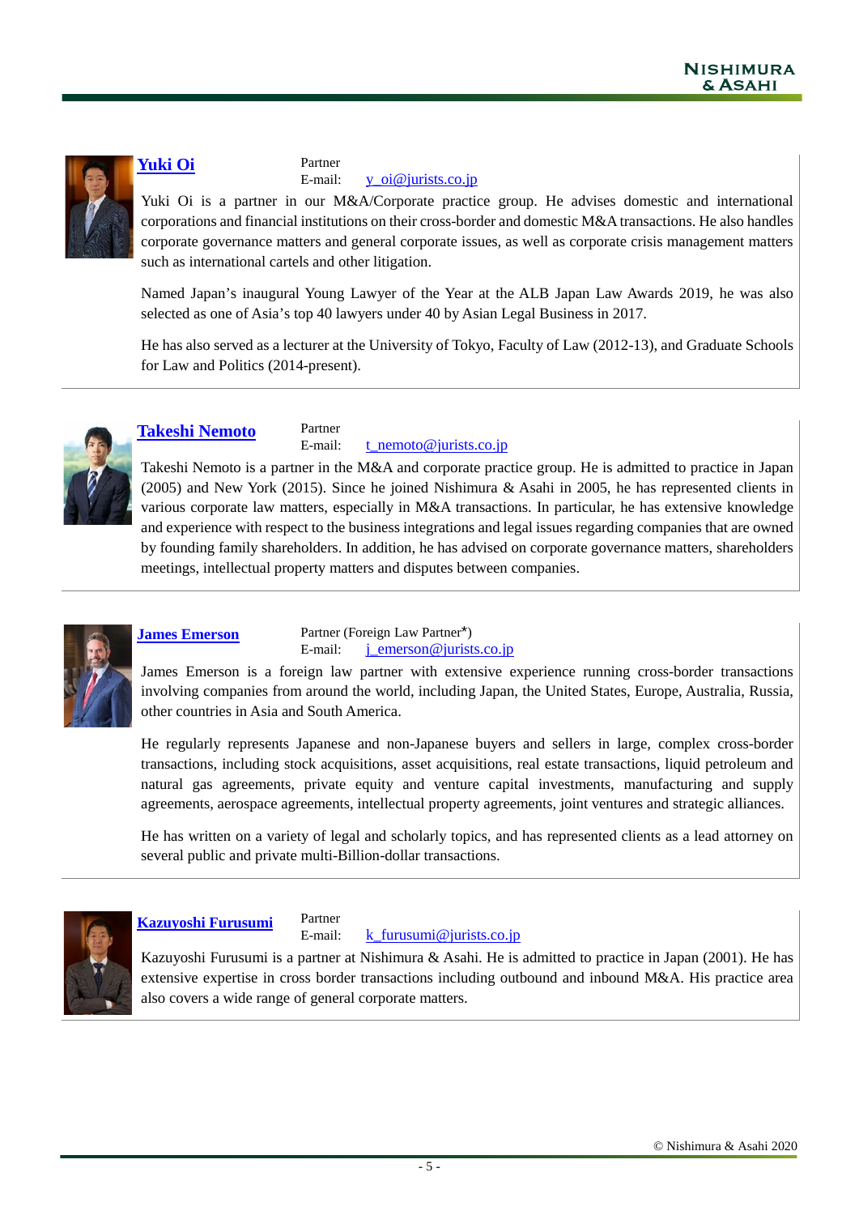## [Yuki Oi]

Partner
E-mail: y_oi@jurists.co.jp

Yuki Oi is a partner in our M&A/Corporate practice group. He advises domestic and international corporations and financial institutions on their cross-border and domestic M&A transactions. He also handles corporate governance matters and general corporate issues, as well as corporate crisis management matters such as international cartels and other litigation.

Named Japan's inaugural Young Lawyer of the Year at the ALB Japan Law Awards 2019, he was also selected as one of Asia's top 40 lawyers under 40 by Asian Legal Business in 2017.

He has also served as a lecturer at the University of Tokyo, Faculty of Law (2012-13), and Graduate Schools for Law and Politics (2014-present).

---

## [Takeshi Nemoto]

Partner
E-mail: t_nemoto@jurists.co.jp

Takeshi Nemoto is a partner in the M&A and corporate practice group. He is admitted to practice in Japan (2005) and New York (2015). Since he joined Nishimura & Asahi in 2005, he has represented clients in various corporate law matters, especially in M&A transactions. In particular, he has extensive knowledge and experience with respect to the business integrations and legal issues regarding companies that are owned by founding family shareholders. In addition, he has advised on corporate governance matters, shareholders meetings, intellectual property matters and disputes between companies.

---

## [James Emerson]

Partner (Foreign Law Partner*)
E-mail: j_emerson@jurists.co.jp

James Emerson is a foreign law partner with extensive experience running cross-border transactions involving companies from around the world, including Japan, the United States, Europe, Australia, Russia, other countries in Asia and South America.

He regularly represents Japanese and non-Japanese buyers and sellers in large, complex cross-border transactions, including stock acquisitions, asset acquisitions, real estate transactions, liquid petroleum and natural gas agreements, private equity and venture capital investments, manufacturing and supply agreements, aerospace agreements, intellectual property agreements, joint ventures and strategic alliances.

He has written on a variety of legal and scholarly topics, and has represented clients as a lead attorney on several public and private multi-Billion-dollar transactions.

---

## [Kazuyoshi Furusumi]

Partner
E-mail: k_furusumi@jurists.co.jp

Kazuyoshi Furusumi is a partner at Nishimura & Asahi. He is admitted to practice in Japan (2001). He has extensive expertise in cross border transactions including outbound and inbound M&A. His practice area also covers a wide range of general corporate matters.

© Nishimura & Asahi 2020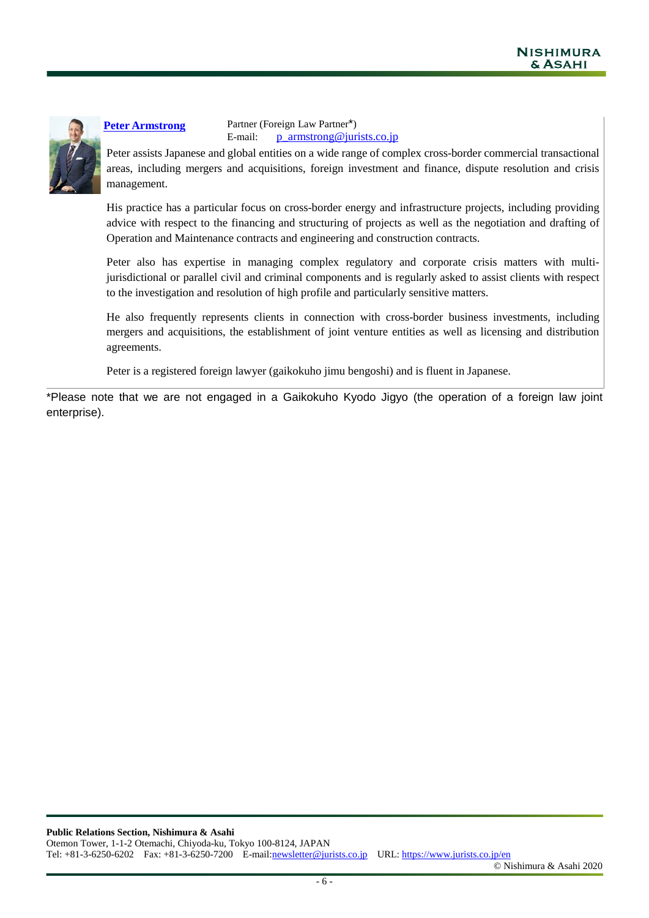**Peter Armstrong**

Partner (Foreign Law Partner*)
E-mail: p_armstrong@jurists.co.jp

Peter assists Japanese and global entities on a wide range of complex cross-border commercial transactional areas, including mergers and acquisitions, foreign investment and finance, dispute resolution and crisis management.

His practice has a particular focus on cross-border energy and infrastructure projects, including providing advice with respect to the financing and structuring of projects as well as the negotiation and drafting of Operation and Maintenance contracts and engineering and construction contracts.

Peter also has expertise in managing complex regulatory and corporate crisis matters with multi-jurisdictional or parallel civil and criminal components and is regularly asked to assist clients with respect to the investigation and resolution of high profile and particularly sensitive matters.

He also frequently represents clients in connection with cross-border business investments, including mergers and acquisitions, the establishment of joint venture entities as well as licensing and distribution agreements.

Peter is a registered foreign lawyer (gaikokuho jimu bengoshi) and is fluent in Japanese.

*Please note that we are not engaged in a Gaikokuho Kyodo Jigyo (the operation of a foreign law joint enterprise).

**Public Relations Section, Nishimura & Asahi**
Otemon Tower, 1-1-2 Otemachi, Chiyoda-ku, Tokyo 100-8124, JAPAN
Tel: +81-3-6250-6202 Fax: +81-3-6250-7200 E-mail: newsletter@jurists.co.jp URL: https://www.jurists.co.jp/en

© Nishimura & Asahi 2020